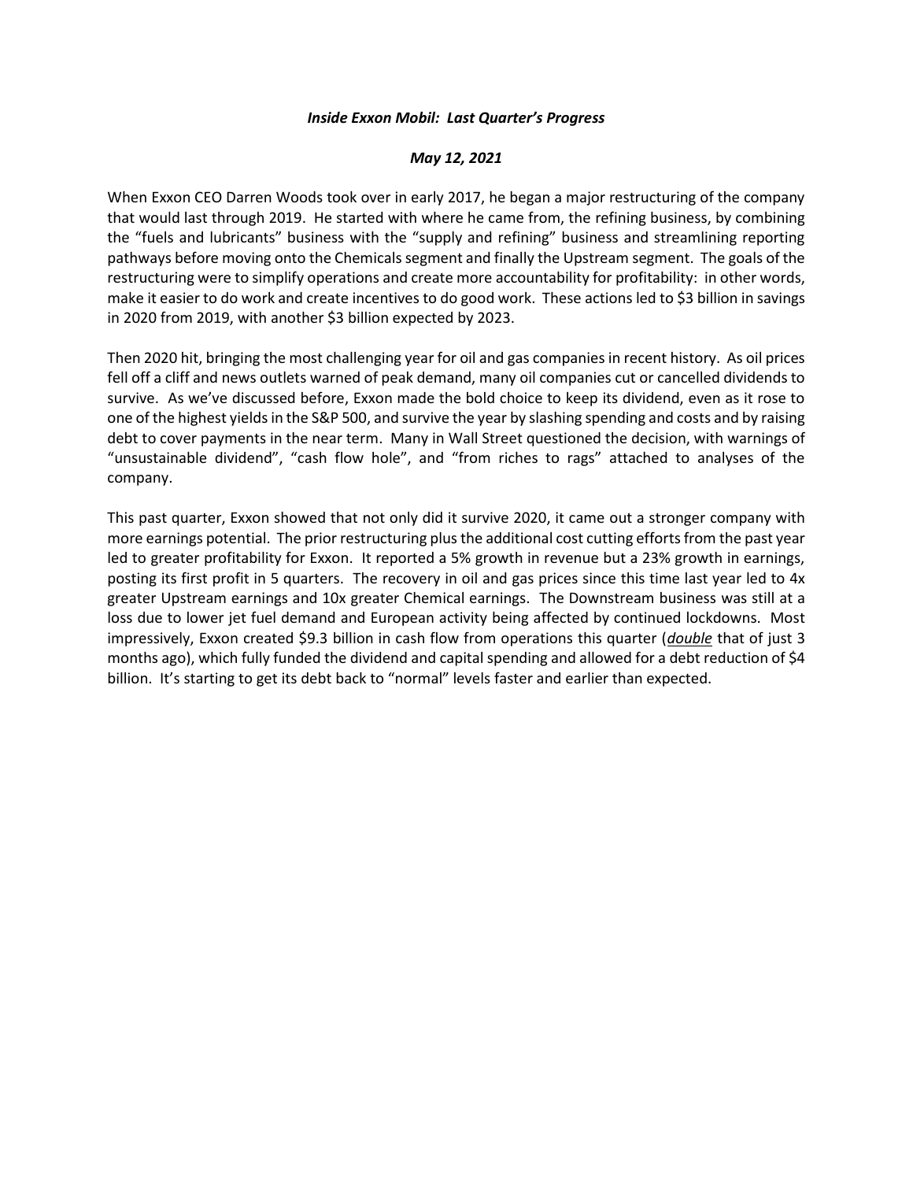***Inside Exxon Mobil: Last Quarter's Progress***

***May 12, 2021***

When Exxon CEO Darren Woods took over in early 2017, he began a major restructuring of the company that would last through 2019. He started with where he came from, the refining business, by combining the "fuels and lubricants" business with the "supply and refining" business and streamlining reporting pathways before moving onto the Chemicals segment and finally the Upstream segment. The goals of the restructuring were to simplify operations and create more accountability for profitability: in other words, make it easier to do work and create incentives to do good work. These actions led to $3 billion in savings in 2020 from 2019, with another $3 billion expected by 2023.

Then 2020 hit, bringing the most challenging year for oil and gas companies in recent history. As oil prices fell off a cliff and news outlets warned of peak demand, many oil companies cut or cancelled dividends to survive. As we've discussed before, Exxon made the bold choice to keep its dividend, even as it rose to one of the highest yields in the S&P 500, and survive the year by slashing spending and costs and by raising debt to cover payments in the near term. Many in Wall Street questioned the decision, with warnings of "unsustainable dividend", "cash flow hole", and "from riches to rags" attached to analyses of the company.

This past quarter, Exxon showed that not only did it survive 2020, it came out a stronger company with more earnings potential. The prior restructuring plus the additional cost cutting efforts from the past year led to greater profitability for Exxon. It reported a 5% growth in revenue but a 23% growth in earnings, posting its first profit in 5 quarters. The recovery in oil and gas prices since this time last year led to 4x greater Upstream earnings and 10x greater Chemical earnings. The Downstream business was still at a loss due to lower jet fuel demand and European activity being affected by continued lockdowns. Most impressively, Exxon created $9.3 billion in cash flow from operations this quarter (***<u>double</u>*** that of just 3 months ago), which fully funded the dividend and capital spending and allowed for a debt reduction of $4 billion. It's starting to get its debt back to "normal" levels faster and earlier than expected.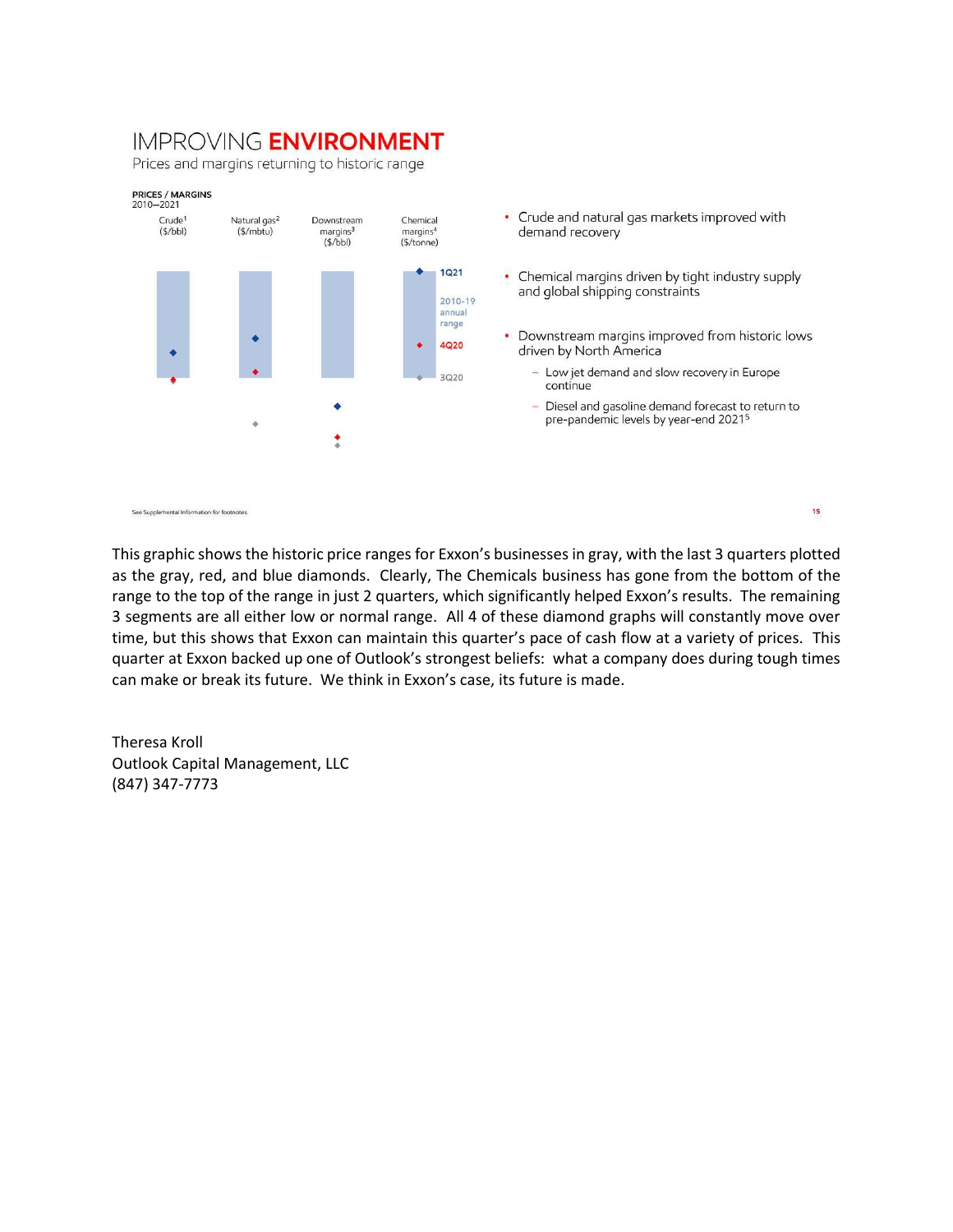IMPROVING **ENVIRONMENT**

Prices and margins returning to historic range

PRICES / MARGINS
2010–2021

Crude[1] ($/bbl)

Natural gas[2] ($/mbtu)

Downstream margins[3] ($/bbl)

Chemical margins[4] ($/tonne)

1Q21

2010-19 annual range

4Q20

3Q20

- Crude and natural gas markets improved with demand recovery
- Chemical margins driven by tight industry supply and global shipping constraints
- Downstream margins improved from historic lows driven by North America
  - Low jet demand and slow recovery in Europe continue
  - Diesel and gasoline demand forecast to return to pre-pandemic levels by year-end 2021[5]

See Supplemental Information for footnotes.

This graphic shows the historic price ranges for Exxon's businesses in gray, with the last 3 quarters plotted as the gray, red, and blue diamonds. Clearly, The Chemicals business has gone from the bottom of the range to the top of the range in just 2 quarters, which significantly helped Exxon's results. The remaining 3 segments are all either low or normal range. All 4 of these diamond graphs will constantly move over time, but this shows that Exxon can maintain this quarter's pace of cash flow at a variety of prices. This quarter at Exxon backed up one of Outlook's strongest beliefs: what a company does during tough times can make or break its future. We think in Exxon's case, its future is made.

Theresa Kroll
Outlook Capital Management, LLC
(847) 347-7773